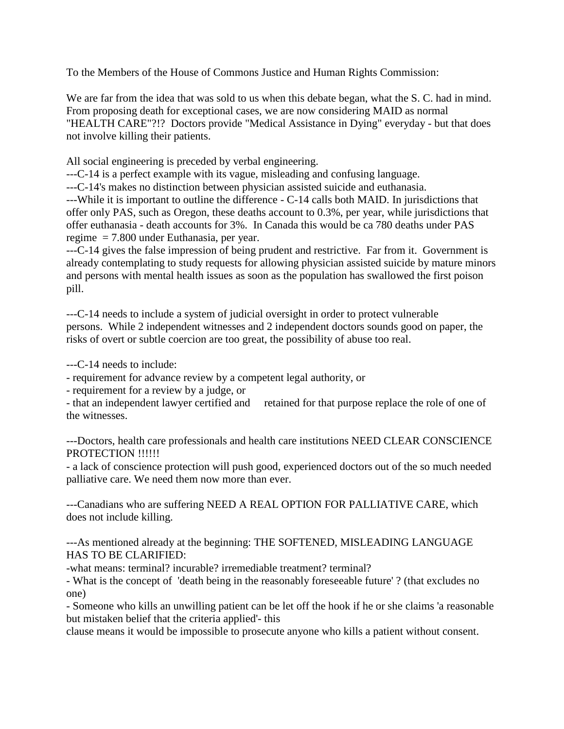To the Members of the House of Commons Justice and Human Rights Commission:

We are far from the idea that was sold to us when this debate began, what the S. C. had in mind. From proposing death for exceptional cases, we are now considering MAID as normal "HEALTH CARE"?!? Doctors provide "Medical Assistance in Dying" everyday - but that does not involve killing their patients.

All social engineering is preceded by verbal engineering.

---C-14 is a perfect example with its vague, misleading and confusing language.

---C-14's makes no distinction between physician assisted suicide and euthanasia.

---While it is important to outline the difference - C-14 calls both MAID. In jurisdictions that offer only PAS, such as Oregon, these deaths account to 0.3%, per year, while jurisdictions that offer euthanasia - death accounts for 3%. In Canada this would be ca 780 deaths under PAS regime = 7.800 under Euthanasia, per year.

---C-14 gives the false impression of being prudent and restrictive. Far from it. Government is already contemplating to study requests for allowing physician assisted suicide by mature minors and persons with mental health issues as soon as the population has swallowed the first poison pill.

---C-14 needs to include a system of judicial oversight in order to protect vulnerable persons. While 2 independent witnesses and 2 independent doctors sounds good on paper, the risks of overt or subtle coercion are too great, the possibility of abuse too real.

---C-14 needs to include:

- requirement for advance review by a competent legal authority, or
- requirement for a review by a judge, or
- that an independent lawyer certified and retained for that purpose replace the role of one of the witnesses.

---Doctors, health care professionals and health care institutions NEED CLEAR CONSCIENCE PROTECTION !!!!!!

- a lack of conscience protection will push good, experienced doctors out of the so much needed palliative care. We need them now more than ever.

---Canadians who are suffering NEED A REAL OPTION FOR PALLIATIVE CARE, which does not include killing.

---As mentioned already at the beginning: THE SOFTENED, MISLEADING LANGUAGE HAS TO BE CLARIFIED:

-what means: terminal? incurable? irremediable treatment? terminal?

- What is the concept of 'death being in the reasonably foreseeable future' ? (that excludes no one)
- Someone who kills an unwilling patient can be let off the hook if he or she claims 'a reasonable but mistaken belief that the criteria applied'- this clause means it would be impossible to prosecute anyone who kills a patient without consent.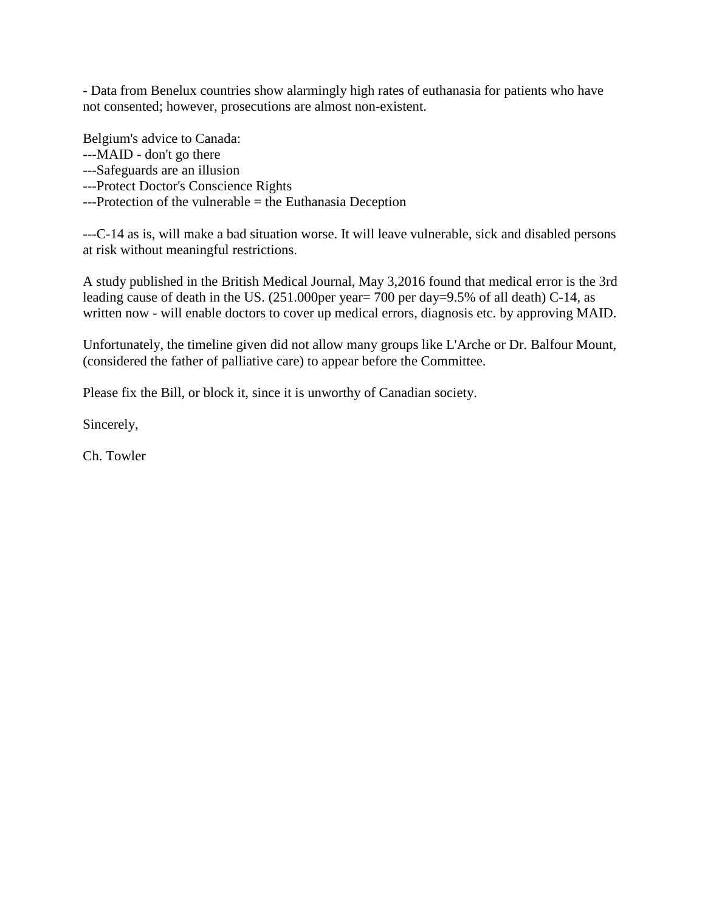- Data from Benelux countries show alarmingly high rates of euthanasia for patients who have not consented; however, prosecutions are almost non-existent.

Belgium's advice to Canada:
---MAID - don't go there
---Safeguards are an illusion
---Protect Doctor's Conscience Rights
---Protection of the vulnerable = the Euthanasia Deception

---C-14 as is, will make a bad situation worse. It will leave vulnerable, sick and disabled persons at risk without meaningful restrictions.

A study published in the British Medical Journal, May 3,2016 found that medical error is the 3rd leading cause of death in the US. (251.000per year= 700 per day=9.5% of all death) C-14, as written now - will enable doctors to cover up medical errors, diagnosis etc. by approving MAID.

Unfortunately, the timeline given did not allow many groups like L'Arche or Dr. Balfour Mount, (considered the father of palliative care) to appear before the Committee.

Please fix the Bill, or block it, since it is unworthy of Canadian society.

Sincerely,

Ch. Towler